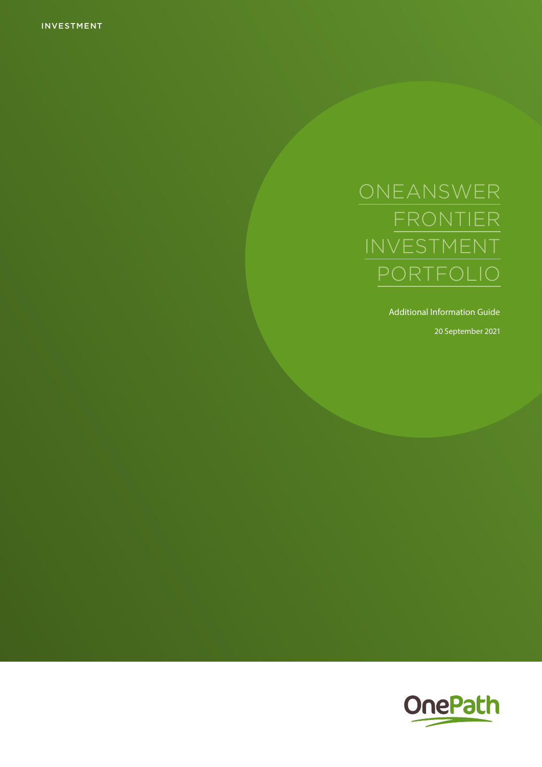INVESTMENT

# ONEANSWER FRONTIER INVESTMENT PORTFOLIO

Additional Information Guide

20 September 2021

OnePath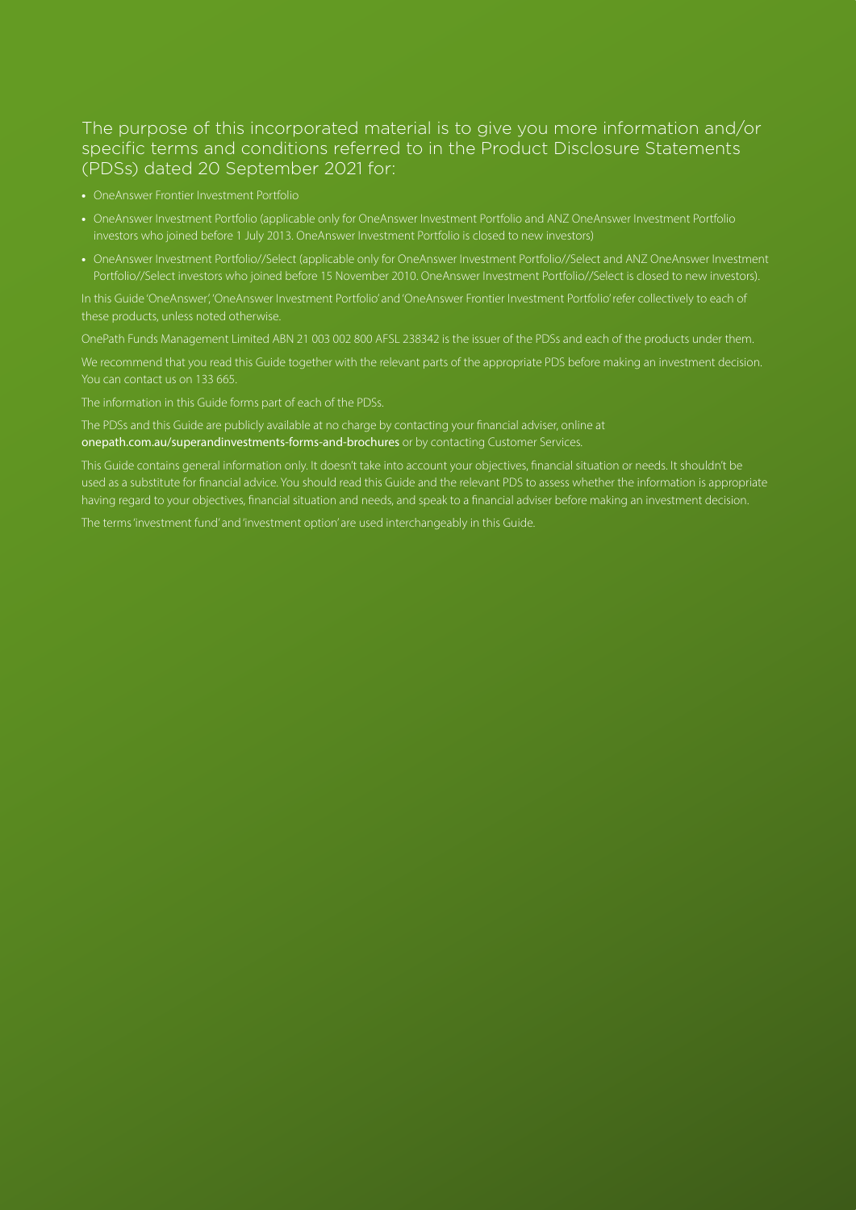## The purpose of this incorporated material is to give you more information and/or specific terms and conditions referred to in the Product Disclosure Statements (PDSs) dated 20 September 2021 for:

- OneAnswer Frontier Investment Portfolio
- OneAnswer Investment Portfolio (applicable only for OneAnswer Investment Portfolio and ANZ OneAnswer Investment Portfolio investors who joined before 1 July 2013. OneAnswer Investment Portfolio is closed to new investors)
- OneAnswer Investment Portfolio//Select (applicable only for OneAnswer Investment Portfolio//Select and ANZ OneAnswer Investment Portfolio//Select investors who joined before 15 November 2010. OneAnswer Investment Portfolio//Select is closed to new investors).

In this Guide 'OneAnswer', 'OneAnswer Investment Portfolio' and 'OneAnswer Frontier Investment Portfolio' refer collectively to each of these products, unless noted otherwise.

OnePath Funds Management Limited ABN 21 003 002 800 AFSL 238342 is the issuer of the PDSs and each of the products under them.

We recommend that you read this Guide together with the relevant parts of the appropriate PDS before making an investment decision. You can contact us on 133 665.

The information in this Guide forms part of each of the PDSs.

The PDSs and this Guide are publicly available at no charge by contacting your financial adviser, online at **onepath.com.au/superandinvestments-forms-and-brochures** or by contacting Customer Services.

This Guide contains general information only. It doesn't take into account your objectives, financial situation or needs. It shouldn't be used as a substitute for financial advice. You should read this Guide and the relevant PDS to assess whether the information is appropriate having regard to your objectives, financial situation and needs, and speak to a financial adviser before making an investment decision.

The terms 'investment fund' and 'investment option' are used interchangeably in this Guide.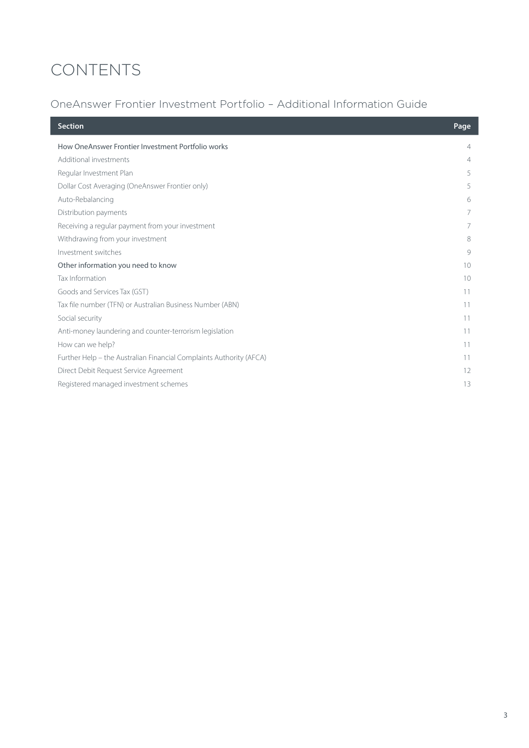# CONTENTS

## OneAnswer Frontier Investment Portfolio – Additional Information Guide

| Section | Page |
|---|---|
| How OneAnswer Frontier Investment Portfolio works | 4 |
| Additional investments | 4 |
| Regular Investment Plan | 5 |
| Dollar Cost Averaging (OneAnswer Frontier only) | 5 |
| Auto-Rebalancing | 6 |
| Distribution payments | 7 |
| Receiving a regular payment from your investment | 7 |
| Withdrawing from your investment | 8 |
| Investment switches | 9 |
| Other information you need to know | 10 |
| Tax Information | 10 |
| Goods and Services Tax (GST) | 11 |
| Tax file number (TFN) or Australian Business Number (ABN) | 11 |
| Social security | 11 |
| Anti-money laundering and counter-terrorism legislation | 11 |
| How can we help? | 11 |
| Further Help – the Australian Financial Complaints Authority (AFCA) | 11 |
| Direct Debit Request Service Agreement | 12 |
| Registered managed investment schemes | 13 |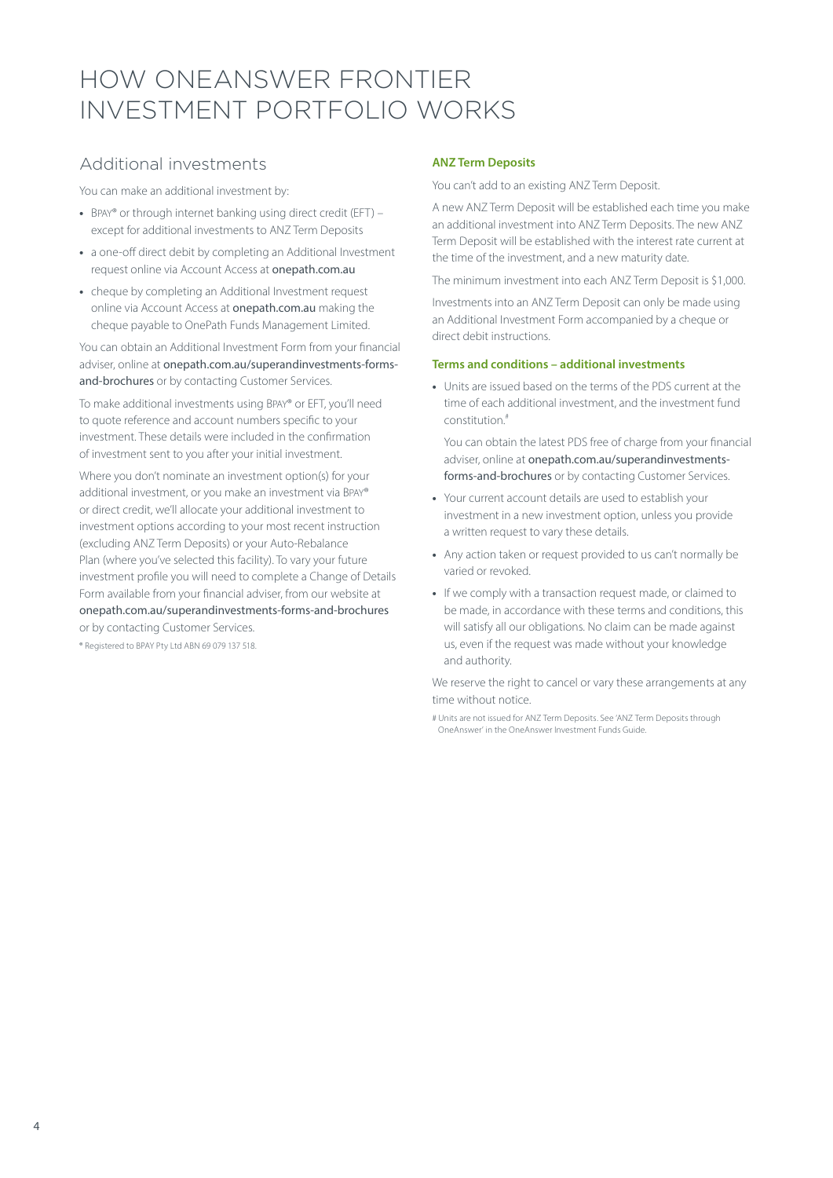# HOW ONEANSWER FRONTIER INVESTMENT PORTFOLIO WORKS

## Additional investments

You can make an additional investment by:

- BPAY® or through internet banking using direct credit (EFT) – except for additional investments to ANZ Term Deposits
- a one-off direct debit by completing an Additional Investment request online via Account Access at onepath.com.au
- cheque by completing an Additional Investment request online via Account Access at onepath.com.au making the cheque payable to OnePath Funds Management Limited.

You can obtain an Additional Investment Form from your financial adviser, online at onepath.com.au/superandinvestments-forms-and-brochures or by contacting Customer Services.

To make additional investments using BPAY® or EFT, you'll need to quote reference and account numbers specific to your investment. These details were included in the confirmation of investment sent to you after your initial investment.

Where you don't nominate an investment option(s) for your additional investment, or you make an investment via BPAY® or direct credit, we'll allocate your additional investment to investment options according to your most recent instruction (excluding ANZ Term Deposits) or your Auto-Rebalance Plan (where you've selected this facility). To vary your future investment profile you will need to complete a Change of Details Form available from your financial adviser, from our website at onepath.com.au/superandinvestments-forms-and-brochures or by contacting Customer Services.

® Registered to BPAY Pty Ltd ABN 69 079 137 518.

### ANZ Term Deposits

You can't add to an existing ANZ Term Deposit.

A new ANZ Term Deposit will be established each time you make an additional investment into ANZ Term Deposits. The new ANZ Term Deposit will be established with the interest rate current at the time of the investment, and a new maturity date.

The minimum investment into each ANZ Term Deposit is $1,000.

Investments into an ANZ Term Deposit can only be made using an Additional Investment Form accompanied by a cheque or direct debit instructions.

### Terms and conditions – additional investments

- Units are issued based on the terms of the PDS current at the time of each additional investment, and the investment fund constitution.#

  You can obtain the latest PDS free of charge from your financial adviser, online at onepath.com.au/superandinvestments-forms-and-brochures or by contacting Customer Services.
- Your current account details are used to establish your investment in a new investment option, unless you provide a written request to vary these details.
- Any action taken or request provided to us can't normally be varied or revoked.
- If we comply with a transaction request made, or claimed to be made, in accordance with these terms and conditions, this will satisfy all our obligations. No claim can be made against us, even if the request was made without your knowledge and authority.

We reserve the right to cancel or vary these arrangements at any time without notice.

# Units are not issued for ANZ Term Deposits. See 'ANZ Term Deposits through OneAnswer' in the OneAnswer Investment Funds Guide.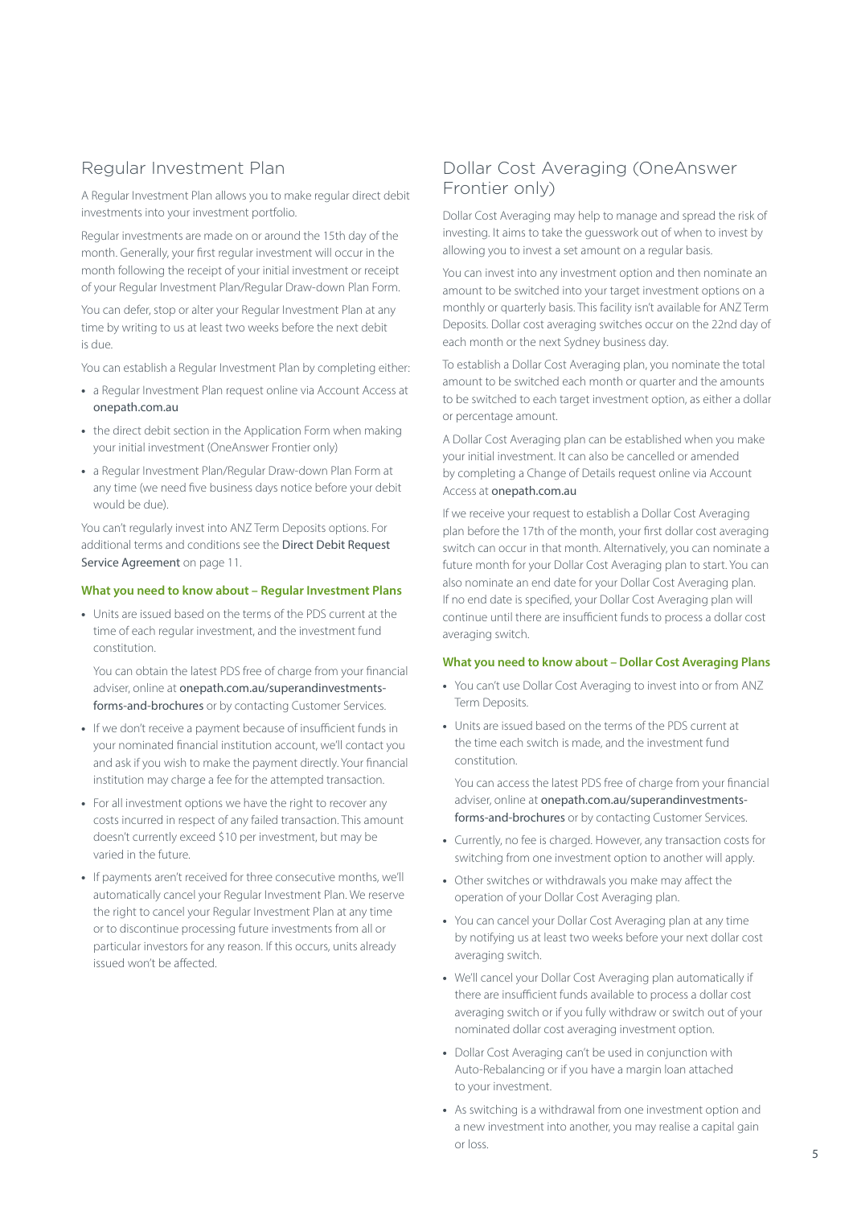## Regular Investment Plan

A Regular Investment Plan allows you to make regular direct debit investments into your investment portfolio.

Regular investments are made on or around the 15th day of the month. Generally, your first regular investment will occur in the month following the receipt of your initial investment or receipt of your Regular Investment Plan/Regular Draw-down Plan Form.

You can defer, stop or alter your Regular Investment Plan at any time by writing to us at least two weeks before the next debit is due.

You can establish a Regular Investment Plan by completing either:

- a Regular Investment Plan request online via Account Access at onepath.com.au
- the direct debit section in the Application Form when making your initial investment (OneAnswer Frontier only)
- a Regular Investment Plan/Regular Draw-down Plan Form at any time (we need five business days notice before your debit would be due).

You can't regularly invest into ANZ Term Deposits options. For additional terms and conditions see the Direct Debit Request Service Agreement on page 11.

### What you need to know about – Regular Investment Plans

- Units are issued based on the terms of the PDS current at the time of each regular investment, and the investment fund constitution.

  You can obtain the latest PDS free of charge from your financial adviser, online at onepath.com.au/superandinvestments-forms-and-brochures or by contacting Customer Services.
- If we don't receive a payment because of insufficient funds in your nominated financial institution account, we'll contact you and ask if you wish to make the payment directly. Your financial institution may charge a fee for the attempted transaction.
- For all investment options we have the right to recover any costs incurred in respect of any failed transaction. This amount doesn't currently exceed $10 per investment, but may be varied in the future.
- If payments aren't received for three consecutive months, we'll automatically cancel your Regular Investment Plan. We reserve the right to cancel your Regular Investment Plan at any time or to discontinue processing future investments from all or particular investors for any reason. If this occurs, units already issued won't be affected.

## Dollar Cost Averaging (OneAnswer Frontier only)

Dollar Cost Averaging may help to manage and spread the risk of investing. It aims to take the guesswork out of when to invest by allowing you to invest a set amount on a regular basis.

You can invest into any investment option and then nominate an amount to be switched into your target investment options on a monthly or quarterly basis. This facility isn't available for ANZ Term Deposits. Dollar cost averaging switches occur on the 22nd day of each month or the next Sydney business day.

To establish a Dollar Cost Averaging plan, you nominate the total amount to be switched each month or quarter and the amounts to be switched to each target investment option, as either a dollar or percentage amount.

A Dollar Cost Averaging plan can be established when you make your initial investment. It can also be cancelled or amended by completing a Change of Details request online via Account Access at onepath.com.au

If we receive your request to establish a Dollar Cost Averaging plan before the 17th of the month, your first dollar cost averaging switch can occur in that month. Alternatively, you can nominate a future month for your Dollar Cost Averaging plan to start. You can also nominate an end date for your Dollar Cost Averaging plan. If no end date is specified, your Dollar Cost Averaging plan will continue until there are insufficient funds to process a dollar cost averaging switch.

### What you need to know about – Dollar Cost Averaging Plans

- You can't use Dollar Cost Averaging to invest into or from ANZ Term Deposits.
- Units are issued based on the terms of the PDS current at the time each switch is made, and the investment fund constitution.

  You can access the latest PDS free of charge from your financial adviser, online at onepath.com.au/superandinvestments-forms-and-brochures or by contacting Customer Services.
- Currently, no fee is charged. However, any transaction costs for switching from one investment option to another will apply.
- Other switches or withdrawals you make may affect the operation of your Dollar Cost Averaging plan.
- You can cancel your Dollar Cost Averaging plan at any time by notifying us at least two weeks before your next dollar cost averaging switch.
- We'll cancel your Dollar Cost Averaging plan automatically if there are insufficient funds available to process a dollar cost averaging switch or if you fully withdraw or switch out of your nominated dollar cost averaging investment option.
- Dollar Cost Averaging can't be used in conjunction with Auto-Rebalancing or if you have a margin loan attached to your investment.
- As switching is a withdrawal from one investment option and a new investment into another, you may realise a capital gain or loss.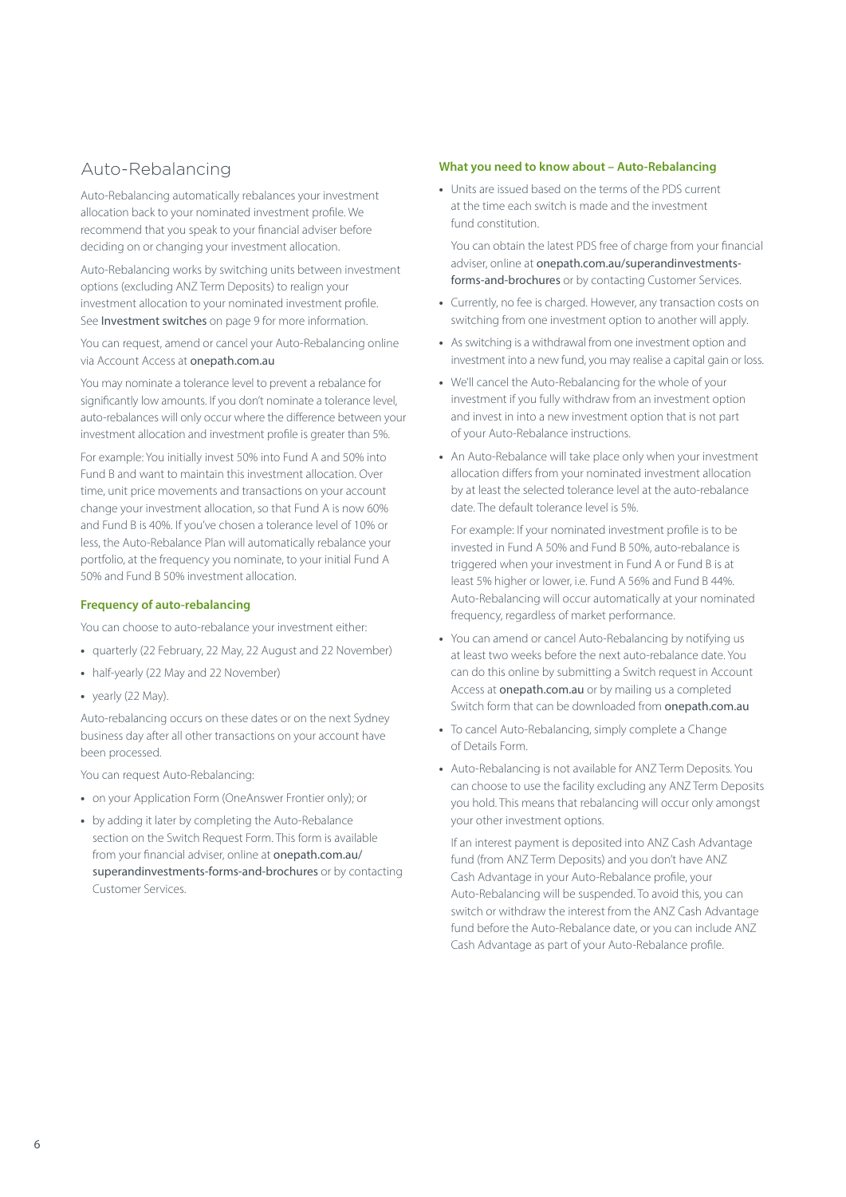## Auto-Rebalancing

Auto-Rebalancing automatically rebalances your investment allocation back to your nominated investment profile. We recommend that you speak to your financial adviser before deciding on or changing your investment allocation.

Auto-Rebalancing works by switching units between investment options (excluding ANZ Term Deposits) to realign your investment allocation to your nominated investment profile. See Investment switches on page 9 for more information.

You can request, amend or cancel your Auto-Rebalancing online via Account Access at onepath.com.au

You may nominate a tolerance level to prevent a rebalance for significantly low amounts. If you don't nominate a tolerance level, auto-rebalances will only occur where the difference between your investment allocation and investment profile is greater than 5%.

For example: You initially invest 50% into Fund A and 50% into Fund B and want to maintain this investment allocation. Over time, unit price movements and transactions on your account change your investment allocation, so that Fund A is now 60% and Fund B is 40%. If you've chosen a tolerance level of 10% or less, the Auto-Rebalance Plan will automatically rebalance your portfolio, at the frequency you nominate, to your initial Fund A 50% and Fund B 50% investment allocation.

### Frequency of auto-rebalancing

You can choose to auto-rebalance your investment either:

- quarterly (22 February, 22 May, 22 August and 22 November)
- half-yearly (22 May and 22 November)
- yearly (22 May).

Auto-rebalancing occurs on these dates or on the next Sydney business day after all other transactions on your account have been processed.

You can request Auto-Rebalancing:

- on your Application Form (OneAnswer Frontier only); or
- by adding it later by completing the Auto-Rebalance section on the Switch Request Form. This form is available from your financial adviser, online at onepath.com.au/superandinvestments-forms-and-brochures or by contacting Customer Services.

### What you need to know about – Auto-Rebalancing

- Units are issued based on the terms of the PDS current at the time each switch is made and the investment fund constitution.

  You can obtain the latest PDS free of charge from your financial adviser, online at onepath.com.au/superandinvestments-forms-and-brochures or by contacting Customer Services.
- Currently, no fee is charged. However, any transaction costs on switching from one investment option to another will apply.
- As switching is a withdrawal from one investment option and investment into a new fund, you may realise a capital gain or loss.
- We'll cancel the Auto-Rebalancing for the whole of your investment if you fully withdraw from an investment option and invest in into a new investment option that is not part of your Auto-Rebalance instructions.
- An Auto-Rebalance will take place only when your investment allocation differs from your nominated investment allocation by at least the selected tolerance level at the auto-rebalance date. The default tolerance level is 5%.

  For example: If your nominated investment profile is to be invested in Fund A 50% and Fund B 50%, auto-rebalance is triggered when your investment in Fund A or Fund B is at least 5% higher or lower, i.e. Fund A 56% and Fund B 44%. Auto-Rebalancing will occur automatically at your nominated frequency, regardless of market performance.
- You can amend or cancel Auto-Rebalancing by notifying us at least two weeks before the next auto-rebalance date. You can do this online by submitting a Switch request in Account Access at onepath.com.au or by mailing us a completed Switch form that can be downloaded from onepath.com.au
- To cancel Auto-Rebalancing, simply complete a Change of Details Form.
- Auto-Rebalancing is not available for ANZ Term Deposits. You can choose to use the facility excluding any ANZ Term Deposits you hold. This means that rebalancing will occur only amongst your other investment options.

  If an interest payment is deposited into ANZ Cash Advantage fund (from ANZ Term Deposits) and you don't have ANZ Cash Advantage in your Auto-Rebalance profile, your Auto-Rebalancing will be suspended. To avoid this, you can switch or withdraw the interest from the ANZ Cash Advantage fund before the Auto-Rebalance date, or you can include ANZ Cash Advantage as part of your Auto-Rebalance profile.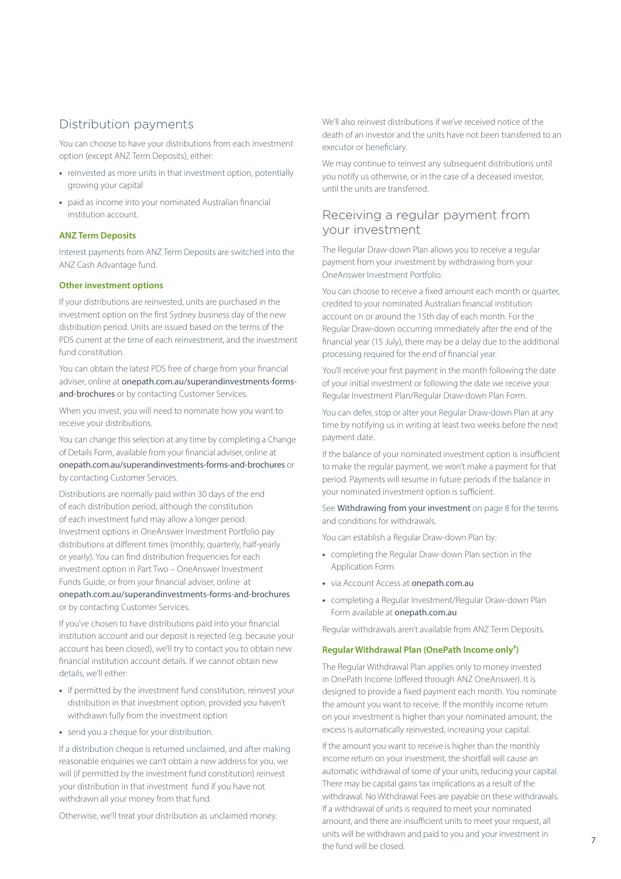## Distribution payments

You can choose to have your distributions from each investment option (except ANZ Term Deposits), either:

- reinvested as more units in that investment option, potentially growing your capital
- paid as income into your nominated Australian financial institution account.

### ANZ Term Deposits

Interest payments from ANZ Term Deposits are switched into the ANZ Cash Advantage fund.

### Other investment options

If your distributions are reinvested, units are purchased in the investment option on the first Sydney business day of the new distribution period. Units are issued based on the terms of the PDS current at the time of each reinvestment, and the investment fund constitution.

You can obtain the latest PDS free of charge from your financial adviser, online at onepath.com.au/superandinvestments-forms-and-brochures or by contacting Customer Services.

When you invest, you will need to nominate how you want to receive your distributions.

You can change this selection at any time by completing a Change of Details Form, available from your financial adviser, online at onepath.com.au/superandinvestments-forms-and-brochures or by contacting Customer Services.

Distributions are normally paid within 30 days of the end of each distribution period, although the constitution of each investment fund may allow a longer period. Investment options in OneAnswer Investment Portfolio pay distributions at different times (monthly, quarterly, half-yearly or yearly). You can find distribution frequencies for each investment option in Part Two – OneAnswer Investment Funds Guide, or from your financial adviser, online at onepath.com.au/superandinvestments-forms-and-brochures or by contacting Customer Services.

If you've chosen to have distributions paid into your financial institution account and our deposit is rejected (e.g. because your account has been closed), we'll try to contact you to obtain new financial institution account details. If we cannot obtain new details, we'll either:

- if permitted by the investment fund constitution, reinvest your distribution in that investment option, provided you haven't withdrawn fully from the investment option
- send you a cheque for your distribution.

If a distribution cheque is returned unclaimed, and after making reasonable enquiries we can't obtain a new address for you, we will (if permitted by the investment fund constitution) reinvest your distribution in that investment fund if you have not withdrawn all your money from that fund.

Otherwise, we'll treat your distribution as unclaimed money.

We'll also reinvest distributions if we've received notice of the death of an investor and the units have not been transferred to an executor or beneficiary.

We may continue to reinvest any subsequent distributions until you notify us otherwise, or in the case of a deceased investor, until the units are transferred.

## Receiving a regular payment from your investment

The Regular Draw-down Plan allows you to receive a regular payment from your investment by withdrawing from your OneAnswer Investment Portfolio.

You can choose to receive a fixed amount each month or quarter, credited to your nominated Australian financial institution account on or around the 15th day of each month. For the Regular Draw-down occurring immediately after the end of the financial year (15 July), there may be a delay due to the additional processing required for the end of financial year.

You'll receive your first payment in the month following the date of your initial investment or following the date we receive your Regular Investment Plan/Regular Draw-down Plan Form.

You can defer, stop or alter your Regular Draw-down Plan at any time by notifying us in writing at least two weeks before the next payment date.

If the balance of your nominated investment option is insufficient to make the regular payment, we won't make a payment for that period. Payments will resume in future periods if the balance in your nominated investment option is sufficient.

See Withdrawing from your investment on page 8 for the terms and conditions for withdrawals.

You can establish a Regular Draw-down Plan by:

- completing the Regular Draw-down Plan section in the Application Form
- via Account Access at onepath.com.au
- completing a Regular Investment/Regular Draw-down Plan Form available at onepath.com.au

Regular withdrawals aren't available from ANZ Term Deposits.

### Regular Withdrawal Plan (OnePath Income only#)

The Regular Withdrawal Plan applies only to money invested in OnePath Income (offered through ANZ OneAnswer). It is designed to provide a fixed payment each month. You nominate the amount you want to receive. If the monthly income return on your investment is higher than your nominated amount, the excess is automatically reinvested, increasing your capital.

If the amount you want to receive is higher than the monthly income return on your investment, the shortfall will cause an automatic withdrawal of some of your units, reducing your capital. There may be capital gains tax implications as a result of the withdrawal. No Withdrawal Fees are payable on these withdrawals. If a withdrawal of units is required to meet your nominated amount, and there are insufficient units to meet your request, all units will be withdrawn and paid to you and your investment in the fund will be closed.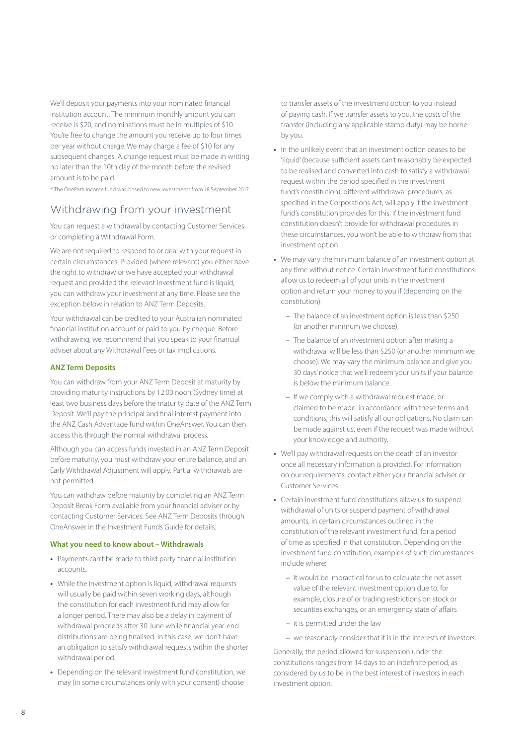We'll deposit your payments into your nominated financial institution account. The minimum monthly amount you can receive is $20, and nominations must be in multiples of $10. You're free to change the amount you receive up to four times per year without charge. We may charge a fee of $10 for any subsequent changes. A change request must be made in writing no later than the 10th day of the month before the revised amount is to be paid.

# The OnePath Income fund was closed to new investments from 18 September 2017.

## Withdrawing from your investment

You can request a withdrawal by contacting Customer Services or completing a Withdrawal Form.

We are not required to respond to or deal with your request in certain circumstances. Provided (where relevant) you either have the right to withdraw or we have accepted your withdrawal request and provided the relevant investment fund is liquid, you can withdraw your investment at any time. Please see the exception below in relation to ANZ Term Deposits.

Your withdrawal can be credited to your Australian nominated financial institution account or paid to you by cheque. Before withdrawing, we recommend that you speak to your financial adviser about any Withdrawal Fees or tax implications.

### ANZ Term Deposits

You can withdraw from your ANZ Term Deposit at maturity by providing maturity instructions by 12:00 noon (Sydney time) at least two business days before the maturity date of the ANZ Term Deposit. We'll pay the principal and final interest payment into the ANZ Cash Advantage fund within OneAnswer. You can then access this through the normal withdrawal process.

Although you can access funds invested in an ANZ Term Deposit before maturity, you must withdraw your entire balance, and an Early Withdrawal Adjustment will apply. Partial withdrawals are not permitted.

You can withdraw before maturity by completing an ANZ Term Deposit Break Form available from your financial adviser or by contacting Customer Services. See ANZ Term Deposits through OneAnswer in the Investment Funds Guide for details.

### What you need to know about – Withdrawals

- Payments can't be made to third party financial institution accounts.
- While the investment option is liquid, withdrawal requests will usually be paid within seven working days, although the constitution for each investment fund may allow for a longer period. There may also be a delay in payment of withdrawal proceeds after 30 June while financial year-end distributions are being finalised. In this case, we don't have an obligation to satisfy withdrawal requests within the shorter withdrawal period.
- Depending on the relevant investment fund constitution, we may (in some circumstances only with your consent) choose to transfer assets of the investment option to you instead of paying cash. If we transfer assets to you, the costs of the transfer (including any applicable stamp duty) may be borne by you.
- In the unlikely event that an investment option ceases to be 'liquid' (because sufficient assets can't reasonably be expected to be realised and converted into cash to satisfy a withdrawal request within the period specified in the investment fund's constitution), different withdrawal procedures, as specified in the Corporations Act, will apply if the investment fund's constitution provides for this. If the investment fund constitution doesn't provide for withdrawal procedures in these circumstances, you won't be able to withdraw from that investment option.
- We may vary the minimum balance of an investment option at any time without notice. Certain investment fund constitutions allow us to redeem all of your units in the investment option and return your money to you if (depending on the constitution):
  - The balance of an investment option is less than $250 (or another minimum we choose).
  - The balance of an investment option after making a withdrawal will be less than $250 (or another minimum we choose). We may vary the minimum balance and give you 30 days' notice that we'll redeem your units if your balance is below the minimum balance.
  - If we comply with a withdrawal request made, or claimed to be made, in accordance with these terms and conditions, this will satisfy all our obligations. No claim can be made against us, even if the request was made without your knowledge and authority.
- We'll pay withdrawal requests on the death of an investor once all necessary information is provided. For information on our requirements, contact either your financial adviser or Customer Services.
- Certain investment fund constitutions allow us to suspend withdrawal of units or suspend payment of withdrawal amounts, in certain circumstances outlined in the constitution of the relevant investment fund, for a period of time as specified in that constitution. Depending on the investment fund constitution, examples of such circumstances include where:
  - it would be impractical for us to calculate the net asset value of the relevant investment option due to, for example, closure of or trading restrictions on stock or securities exchanges, or an emergency state of affairs
  - it is permitted under the law
  - we reasonably consider that it is in the interests of investors.

Generally, the period allowed for suspension under the constitutions ranges from 14 days to an indefinite period, as considered by us to be in the best interest of investors in each investment option.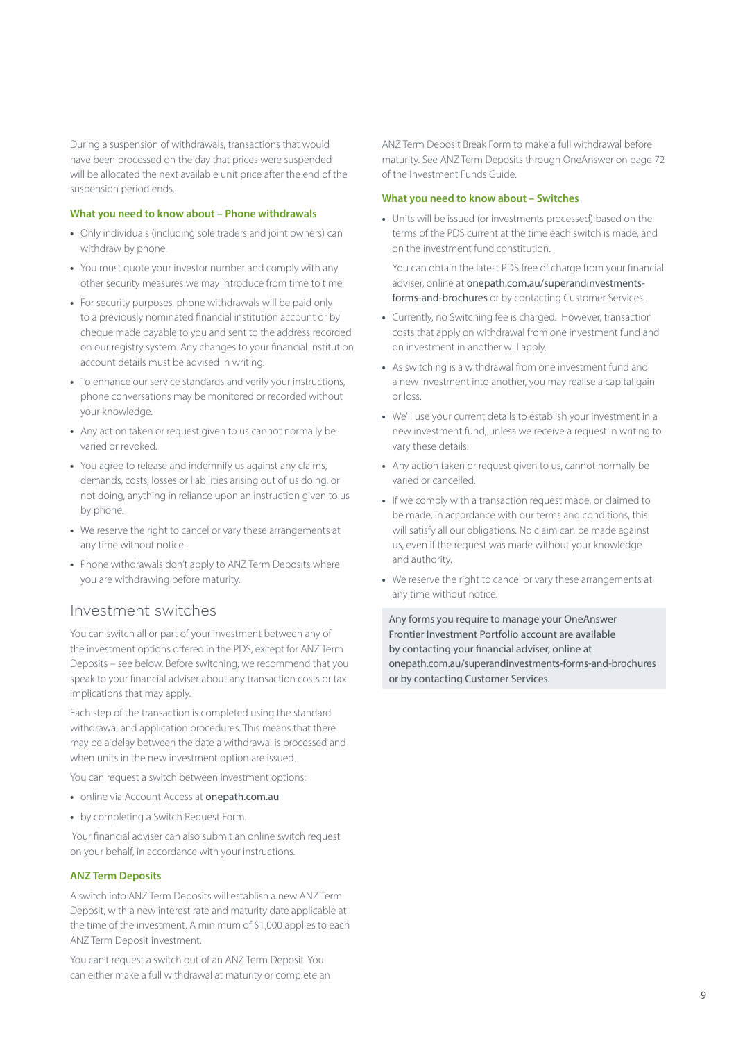During a suspension of withdrawals, transactions that would have been processed on the day that prices were suspended will be allocated the next available unit price after the end of the suspension period ends.

#### What you need to know about – Phone withdrawals

- Only individuals (including sole traders and joint owners) can withdraw by phone.
- You must quote your investor number and comply with any other security measures we may introduce from time to time.
- For security purposes, phone withdrawals will be paid only to a previously nominated financial institution account or by cheque made payable to you and sent to the address recorded on our registry system. Any changes to your financial institution account details must be advised in writing.
- To enhance our service standards and verify your instructions, phone conversations may be monitored or recorded without your knowledge.
- Any action taken or request given to us cannot normally be varied or revoked.
- You agree to release and indemnify us against any claims, demands, costs, losses or liabilities arising out of us doing, or not doing, anything in reliance upon an instruction given to us by phone.
- We reserve the right to cancel or vary these arrangements at any time without notice.
- Phone withdrawals don't apply to ANZ Term Deposits where you are withdrawing before maturity.

## Investment switches

You can switch all or part of your investment between any of the investment options offered in the PDS, except for ANZ Term Deposits – see below. Before switching, we recommend that you speak to your financial adviser about any transaction costs or tax implications that may apply.

Each step of the transaction is completed using the standard withdrawal and application procedures. This means that there may be a delay between the date a withdrawal is processed and when units in the new investment option are issued.

You can request a switch between investment options:

- online via Account Access at onepath.com.au
- by completing a Switch Request Form.

Your financial adviser can also submit an online switch request on your behalf, in accordance with your instructions.

#### ANZ Term Deposits

A switch into ANZ Term Deposits will establish a new ANZ Term Deposit, with a new interest rate and maturity date applicable at the time of the investment. A minimum of $1,000 applies to each ANZ Term Deposit investment.

You can't request a switch out of an ANZ Term Deposit. You can either make a full withdrawal at maturity or complete an ANZ Term Deposit Break Form to make a full withdrawal before maturity. See ANZ Term Deposits through OneAnswer on page 72 of the Investment Funds Guide.

#### What you need to know about – Switches

- Units will be issued (or investments processed) based on the terms of the PDS current at the time each switch is made, and on the investment fund constitution.

  You can obtain the latest PDS free of charge from your financial adviser, online at onepath.com.au/superandinvestments-forms-and-brochures or by contacting Customer Services.
- Currently, no Switching fee is charged. However, transaction costs that apply on withdrawal from one investment fund and on investment in another will apply.
- As switching is a withdrawal from one investment fund and a new investment into another, you may realise a capital gain or loss.
- We'll use your current details to establish your investment in a new investment fund, unless we receive a request in writing to vary these details.
- Any action taken or request given to us, cannot normally be varied or cancelled.
- If we comply with a transaction request made, or claimed to be made, in accordance with our terms and conditions, this will satisfy all our obligations. No claim can be made against us, even if the request was made without your knowledge and authority.
- We reserve the right to cancel or vary these arrangements at any time without notice.

Any forms you require to manage your OneAnswer Frontier Investment Portfolio account are available by contacting your financial adviser, online at onepath.com.au/superandinvestments-forms-and-brochures or by contacting Customer Services.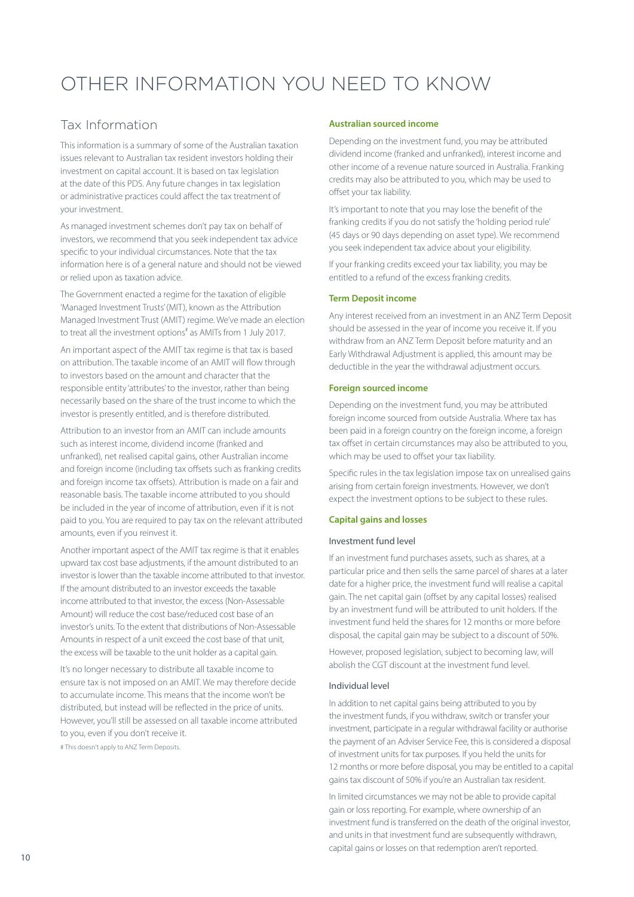# OTHER INFORMATION YOU NEED TO KNOW

## Tax Information

This information is a summary of some of the Australian taxation issues relevant to Australian tax resident investors holding their investment on capital account. It is based on tax legislation at the date of this PDS. Any future changes in tax legislation or administrative practices could affect the tax treatment of your investment.

As managed investment schemes don't pay tax on behalf of investors, we recommend that you seek independent tax advice specific to your individual circumstances. Note that the tax information here is of a general nature and should not be viewed or relied upon as taxation advice.

The Government enacted a regime for the taxation of eligible 'Managed Investment Trusts' (MIT), known as the Attribution Managed Investment Trust (AMIT) regime. We've made an election to treat all the investment options# as AMITs from 1 July 2017.

An important aspect of the AMIT tax regime is that tax is based on attribution. The taxable income of an AMIT will flow through to investors based on the amount and character that the responsible entity 'attributes' to the investor, rather than being necessarily based on the share of the trust income to which the investor is presently entitled, and is therefore distributed.

Attribution to an investor from an AMIT can include amounts such as interest income, dividend income (franked and unfranked), net realised capital gains, other Australian income and foreign income (including tax offsets such as franking credits and foreign income tax offsets). Attribution is made on a fair and reasonable basis. The taxable income attributed to you should be included in the year of income of attribution, even if it is not paid to you. You are required to pay tax on the relevant attributed amounts, even if you reinvest it.

Another important aspect of the AMIT tax regime is that it enables upward tax cost base adjustments, if the amount distributed to an investor is lower than the taxable income attributed to that investor. If the amount distributed to an investor exceeds the taxable income attributed to that investor, the excess (Non-Assessable Amount) will reduce the cost base/reduced cost base of an investor's units. To the extent that distributions of Non-Assessable Amounts in respect of a unit exceed the cost base of that unit, the excess will be taxable to the unit holder as a capital gain.

It's no longer necessary to distribute all taxable income to ensure tax is not imposed on an AMIT. We may therefore decide to accumulate income. This means that the income won't be distributed, but instead will be reflected in the price of units. However, you'll still be assessed on all taxable income attributed to you, even if you don't receive it.

# This doesn't apply to ANZ Term Deposits.

### Australian sourced income

Depending on the investment fund, you may be attributed dividend income (franked and unfranked), interest income and other income of a revenue nature sourced in Australia. Franking credits may also be attributed to you, which may be used to offset your tax liability.

It's important to note that you may lose the benefit of the franking credits if you do not satisfy the 'holding period rule' (45 days or 90 days depending on asset type). We recommend you seek independent tax advice about your eligibility.

If your franking credits exceed your tax liability, you may be entitled to a refund of the excess franking credits.

### Term Deposit income

Any interest received from an investment in an ANZ Term Deposit should be assessed in the year of income you receive it. If you withdraw from an ANZ Term Deposit before maturity and an Early Withdrawal Adjustment is applied, this amount may be deductible in the year the withdrawal adjustment occurs.

### Foreign sourced income

Depending on the investment fund, you may be attributed foreign income sourced from outside Australia. Where tax has been paid in a foreign country on the foreign income, a foreign tax offset in certain circumstances may also be attributed to you, which may be used to offset your tax liability.

Specific rules in the tax legislation impose tax on unrealised gains arising from certain foreign investments. However, we don't expect the investment options to be subject to these rules.

### Capital gains and losses

#### Investment fund level

If an investment fund purchases assets, such as shares, at a particular price and then sells the same parcel of shares at a later date for a higher price, the investment fund will realise a capital gain. The net capital gain (offset by any capital losses) realised by an investment fund will be attributed to unit holders. If the investment fund held the shares for 12 months or more before disposal, the capital gain may be subject to a discount of 50%.

However, proposed legislation, subject to becoming law, will abolish the CGT discount at the investment fund level.

#### Individual level

In addition to net capital gains being attributed to you by the investment funds, if you withdraw, switch or transfer your investment, participate in a regular withdrawal facility or authorise the payment of an Adviser Service Fee, this is considered a disposal of investment units for tax purposes. If you held the units for 12 months or more before disposal, you may be entitled to a capital gains tax discount of 50% if you're an Australian tax resident.

In limited circumstances we may not be able to provide capital gain or loss reporting. For example, where ownership of an investment fund is transferred on the death of the original investor, and units in that investment fund are subsequently withdrawn, capital gains or losses on that redemption aren't reported.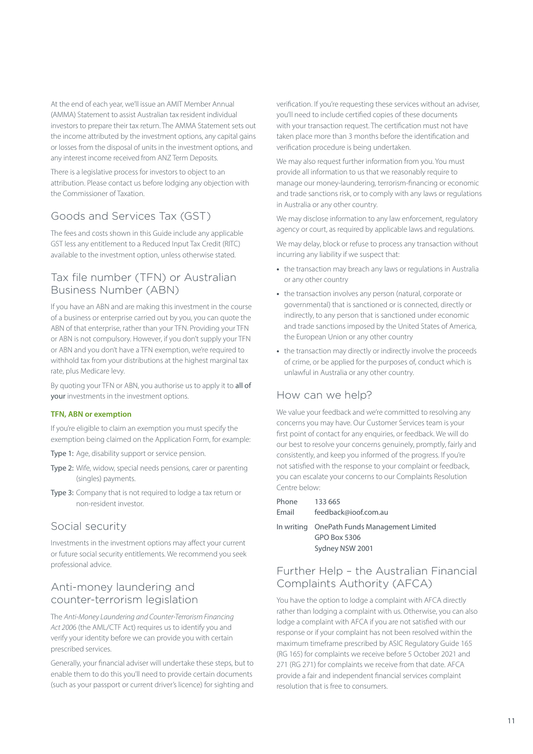At the end of each year, we'll issue an AMIT Member Annual (AMMA) Statement to assist Australian tax resident individual investors to prepare their tax return. The AMMA Statement sets out the income attributed by the investment options, any capital gains or losses from the disposal of units in the investment options, and any interest income received from ANZ Term Deposits.

There is a legislative process for investors to object to an attribution. Please contact us before lodging any objection with the Commissioner of Taxation.

## Goods and Services Tax (GST)

The fees and costs shown in this Guide include any applicable GST less any entitlement to a Reduced Input Tax Credit (RITC) available to the investment option, unless otherwise stated.

## Tax file number (TFN) or Australian Business Number (ABN)

If you have an ABN and are making this investment in the course of a business or enterprise carried out by you, you can quote the ABN of that enterprise, rather than your TFN. Providing your TFN or ABN is not compulsory. However, if you don't supply your TFN or ABN and you don't have a TFN exemption, we're required to withhold tax from your distributions at the highest marginal tax rate, plus Medicare levy.

By quoting your TFN or ABN, you authorise us to apply it to **all of your** investments in the investment options.

**TFN, ABN or exemption**

If you're eligible to claim an exemption you must specify the exemption being claimed on the Application Form, for example:

Type 1: Age, disability support or service pension.

Type 2: Wife, widow, special needs pensions, carer or parenting (singles) payments.

Type 3: Company that is not required to lodge a tax return or non-resident investor.

## Social security

Investments in the investment options may affect your current or future social security entitlements. We recommend you seek professional advice.

## Anti-money laundering and counter-terrorism legislation

The *Anti-Money Laundering and Counter-Terrorism Financing Act 2006* (the AML/CTF Act) requires us to identify you and verify your identity before we can provide you with certain prescribed services.

Generally, your financial adviser will undertake these steps, but to enable them to do this you'll need to provide certain documents (such as your passport or current driver's licence) for sighting and verification. If you're requesting these services without an adviser, you'll need to include certified copies of these documents with your transaction request. The certification must not have taken place more than 3 months before the identification and verification procedure is being undertaken.

We may also request further information from you. You must provide all information to us that we reasonably require to manage our money-laundering, terrorism-financing or economic and trade sanctions risk, or to comply with any laws or regulations in Australia or any other country.

We may disclose information to any law enforcement, regulatory agency or court, as required by applicable laws and regulations.

We may delay, block or refuse to process any transaction without incurring any liability if we suspect that:

- the transaction may breach any laws or regulations in Australia or any other country
- the transaction involves any person (natural, corporate or governmental) that is sanctioned or is connected, directly or indirectly, to any person that is sanctioned under economic and trade sanctions imposed by the United States of America, the European Union or any other country
- the transaction may directly or indirectly involve the proceeds of crime, or be applied for the purposes of, conduct which is unlawful in Australia or any other country.

## How can we help?

We value your feedback and we're committed to resolving any concerns you may have. Our Customer Services team is your first point of contact for any enquiries, or feedback. We will do our best to resolve your concerns genuinely, promptly, fairly and consistently, and keep you informed of the progress. If you're not satisfied with the response to your complaint or feedback, you can escalate your concerns to our Complaints Resolution Centre below:

Phone 133 665

Email feedback@ioof.com.au

In writing OnePath Funds Management Limited
GPO Box 5306
Sydney NSW 2001

## Further Help – the Australian Financial Complaints Authority (AFCA)

You have the option to lodge a complaint with AFCA directly rather than lodging a complaint with us. Otherwise, you can also lodge a complaint with AFCA if you are not satisfied with our response or if your complaint has not been resolved within the maximum timeframe prescribed by ASIC Regulatory Guide 165 (RG 165) for complaints we receive before 5 October 2021 and 271 (RG 271) for complaints we receive from that date. AFCA provide a fair and independent financial services complaint resolution that is free to consumers.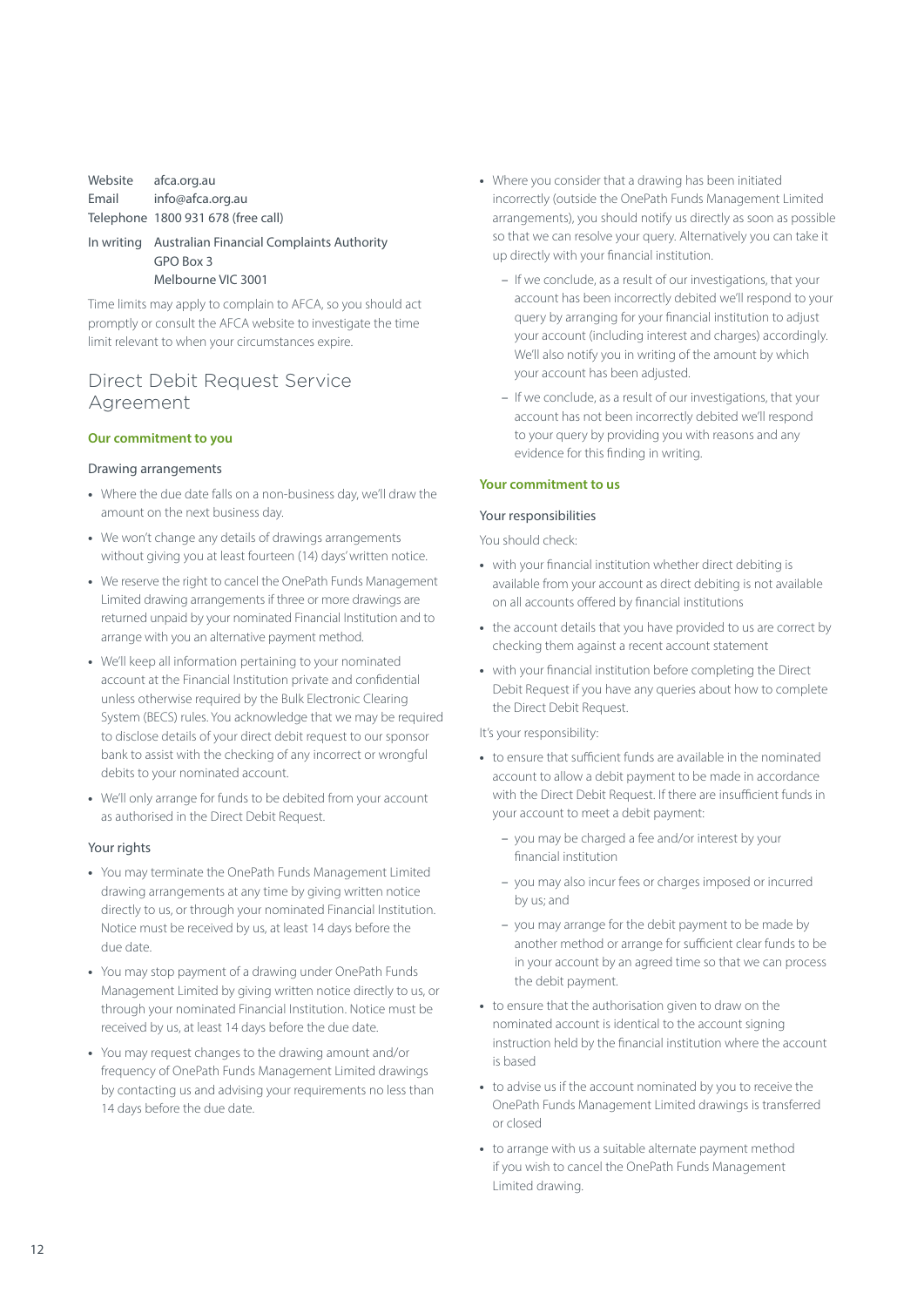| | |
|---|---|
| Website | afca.org.au |
| Email | info@afca.org.au |
| Telephone | 1800 931 678 (free call) |
| In writing | Australian Financial Complaints Authority<br>GPO Box 3<br>Melbourne VIC 3001 |

Time limits may apply to complain to AFCA, so you should act promptly or consult the AFCA website to investigate the time limit relevant to when your circumstances expire.

## Direct Debit Request Service Agreement

### Our commitment to you

#### Drawing arrangements

- Where the due date falls on a non-business day, we'll draw the amount on the next business day.
- We won't change any details of drawings arrangements without giving you at least fourteen (14) days' written notice.
- We reserve the right to cancel the OnePath Funds Management Limited drawing arrangements if three or more drawings are returned unpaid by your nominated Financial Institution and to arrange with you an alternative payment method.
- We'll keep all information pertaining to your nominated account at the Financial Institution private and confidential unless otherwise required by the Bulk Electronic Clearing System (BECS) rules. You acknowledge that we may be required to disclose details of your direct debit request to our sponsor bank to assist with the checking of any incorrect or wrongful debits to your nominated account.
- We'll only arrange for funds to be debited from your account as authorised in the Direct Debit Request.

#### Your rights

- You may terminate the OnePath Funds Management Limited drawing arrangements at any time by giving written notice directly to us, or through your nominated Financial Institution. Notice must be received by us, at least 14 days before the due date.
- You may stop payment of a drawing under OnePath Funds Management Limited by giving written notice directly to us, or through your nominated Financial Institution. Notice must be received by us, at least 14 days before the due date.
- You may request changes to the drawing amount and/or frequency of OnePath Funds Management Limited drawings by contacting us and advising your requirements no less than 14 days before the due date.
- Where you consider that a drawing has been initiated incorrectly (outside the OnePath Funds Management Limited arrangements), you should notify us directly as soon as possible so that we can resolve your query. Alternatively you can take it up directly with your financial institution.
  - If we conclude, as a result of our investigations, that your account has been incorrectly debited we'll respond to your query by arranging for your financial institution to adjust your account (including interest and charges) accordingly. We'll also notify you in writing of the amount by which your account has been adjusted.
  - If we conclude, as a result of our investigations, that your account has not been incorrectly debited we'll respond to your query by providing you with reasons and any evidence for this finding in writing.

### Your commitment to us

#### Your responsibilities

You should check:

- with your financial institution whether direct debiting is available from your account as direct debiting is not available on all accounts offered by financial institutions
- the account details that you have provided to us are correct by checking them against a recent account statement
- with your financial institution before completing the Direct Debit Request if you have any queries about how to complete the Direct Debit Request.

It's your responsibility:

- to ensure that sufficient funds are available in the nominated account to allow a debit payment to be made in accordance with the Direct Debit Request. If there are insufficient funds in your account to meet a debit payment:
  - you may be charged a fee and/or interest by your financial institution
  - you may also incur fees or charges imposed or incurred by us; and
  - you may arrange for the debit payment to be made by another method or arrange for sufficient clear funds to be in your account by an agreed time so that we can process the debit payment.
- to ensure that the authorisation given to draw on the nominated account is identical to the account signing instruction held by the financial institution where the account is based
- to advise us if the account nominated by you to receive the OnePath Funds Management Limited drawings is transferred or closed
- to arrange with us a suitable alternate payment method if you wish to cancel the OnePath Funds Management Limited drawing.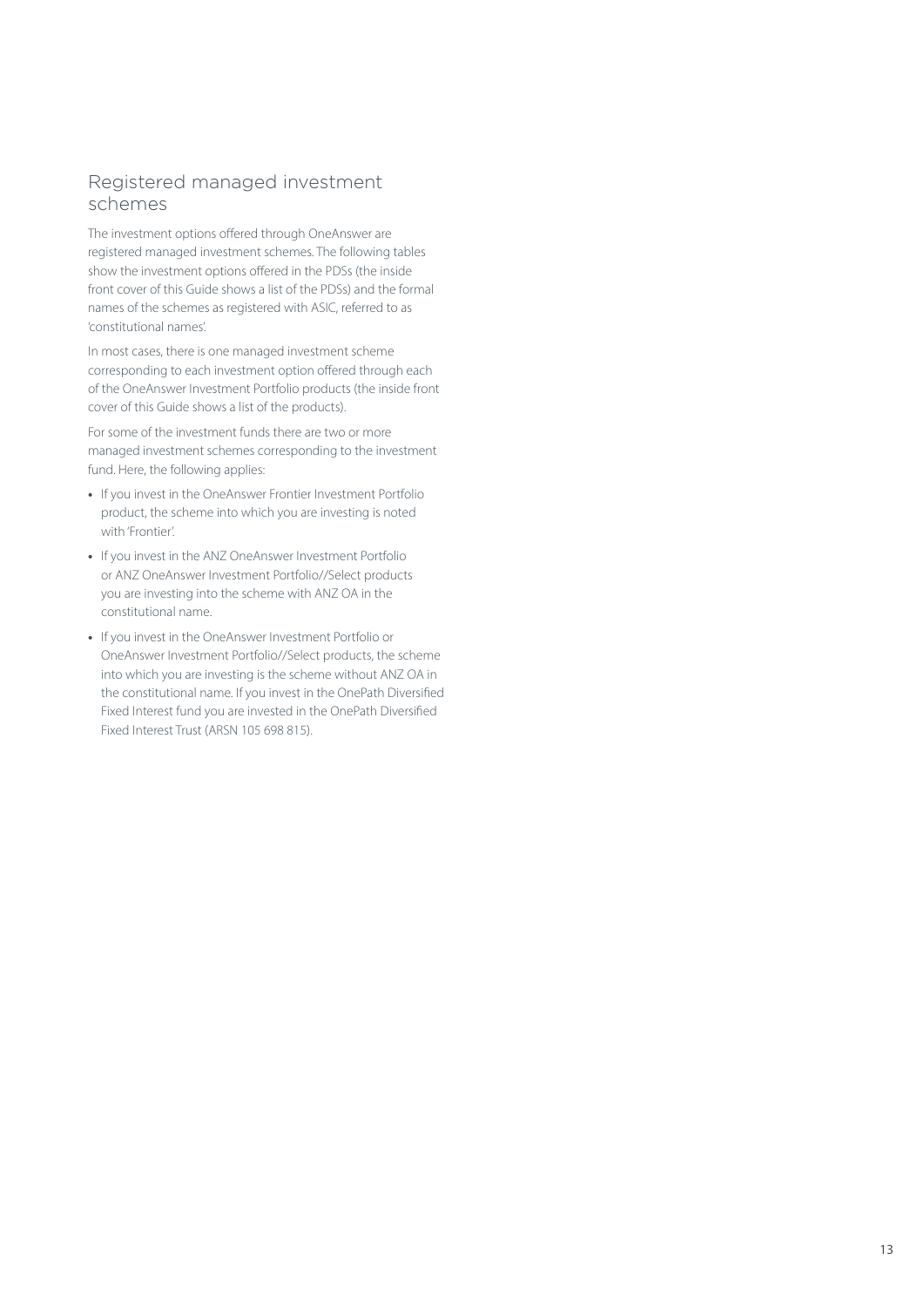## Registered managed investment schemes

The investment options offered through OneAnswer are registered managed investment schemes. The following tables show the investment options offered in the PDSs (the inside front cover of this Guide shows a list of the PDSs) and the formal names of the schemes as registered with ASIC, referred to as 'constitutional names'.

In most cases, there is one managed investment scheme corresponding to each investment option offered through each of the OneAnswer Investment Portfolio products (the inside front cover of this Guide shows a list of the products).

For some of the investment funds there are two or more managed investment schemes corresponding to the investment fund. Here, the following applies:

- If you invest in the OneAnswer Frontier Investment Portfolio product, the scheme into which you are investing is noted with 'Frontier'.
- If you invest in the ANZ OneAnswer Investment Portfolio or ANZ OneAnswer Investment Portfolio//Select products you are investing into the scheme with ANZ OA in the constitutional name.
- If you invest in the OneAnswer Investment Portfolio or OneAnswer Investment Portfolio//Select products, the scheme into which you are investing is the scheme without ANZ OA in the constitutional name. If you invest in the OnePath Diversified Fixed Interest fund you are invested in the OnePath Diversified Fixed Interest Trust (ARSN 105 698 815).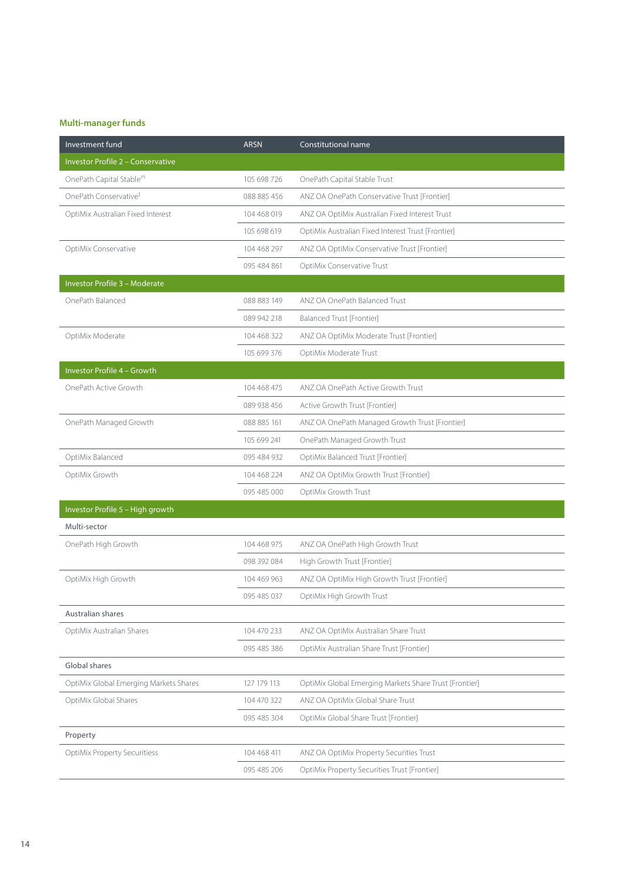## Multi-manager funds

| Investment fund | ARSN | Constitutional name |
|---|---|---|
| **Investor Profile 2 – Conservative** | | |
| OnePath Capital Stable[#$] | 105 698 726 | OnePath Capital Stable Trust |
| OnePath Conservative[‖] | 088 885 456 | ANZ OA OnePath Conservative Trust [Frontier] |
| OptiMix Australian Fixed Interest | 104 468 019 | ANZ OA OptiMix Australian Fixed Interest Trust |
| | 105 698 619 | OptiMix Australian Fixed Interest Trust [Frontier] |
| OptiMix Conservative | 104 468 297 | ANZ OA OptiMix Conservative Trust [Frontier] |
| | 095 484 861 | OptiMix Conservative Trust |
| **Investor Profile 3 – Moderate** | | |
| OnePath Balanced | 088 883 149 | ANZ OA OnePath Balanced Trust |
| | 089 942 218 | Balanced Trust [Frontier] |
| OptiMix Moderate | 104 468 322 | ANZ OA OptiMix Moderate Trust [Frontier] |
| | 105 699 376 | OptiMix Moderate Trust |
| **Investor Profile 4 – Growth** | | |
| OnePath Active Growth | 104 468 475 | ANZ OA OnePath Active Growth Trust |
| | 089 938 456 | Active Growth Trust [Frontier] |
| OnePath Managed Growth | 088 885 161 | ANZ OA OnePath Managed Growth Trust [Frontier] |
| | 105 699 241 | OnePath Managed Growth Trust |
| OptiMix Balanced | 095 484 932 | OptiMix Balanced Trust [Frontier] |
| OptiMix Growth | 104 468 224 | ANZ OA OptiMix Growth Trust [Frontier] |
| | 095 485 000 | OptiMix Growth Trust |
| **Investor Profile 5 – High growth** | | |
| Multi-sector | | |
| OnePath High Growth | 104 468 975 | ANZ OA OnePath High Growth Trust |
| | 098 392 084 | High Growth Trust [Frontier] |
| OptiMix High Growth | 104 469 963 | ANZ OA OptiMix High Growth Trust [Frontier] |
| | 095 485 037 | OptiMix High Growth Trust |
| Australian shares | | |
| OptiMix Australian Shares | 104 470 233 | ANZ OA OptiMix Australian Share Trust |
| | 095 485 386 | OptiMix Australian Share Trust [Frontier] |
| Global shares | | |
| OptiMix Global Emerging Markets Shares | 127 179 113 | OptiMix Global Emerging Markets Share Trust [Frontier] |
| OptiMix Global Shares | 104 470 322 | ANZ OA OptiMix Global Share Trust |
| | 095 485 304 | OptiMix Global Share Trust [Frontier] |
| Property | | |
| OptiMix Property Securitiess | 104 468 411 | ANZ OA OptiMix Property Securities Trust |
| | 095 485 206 | OptiMix Property Securities Trust [Frontier] |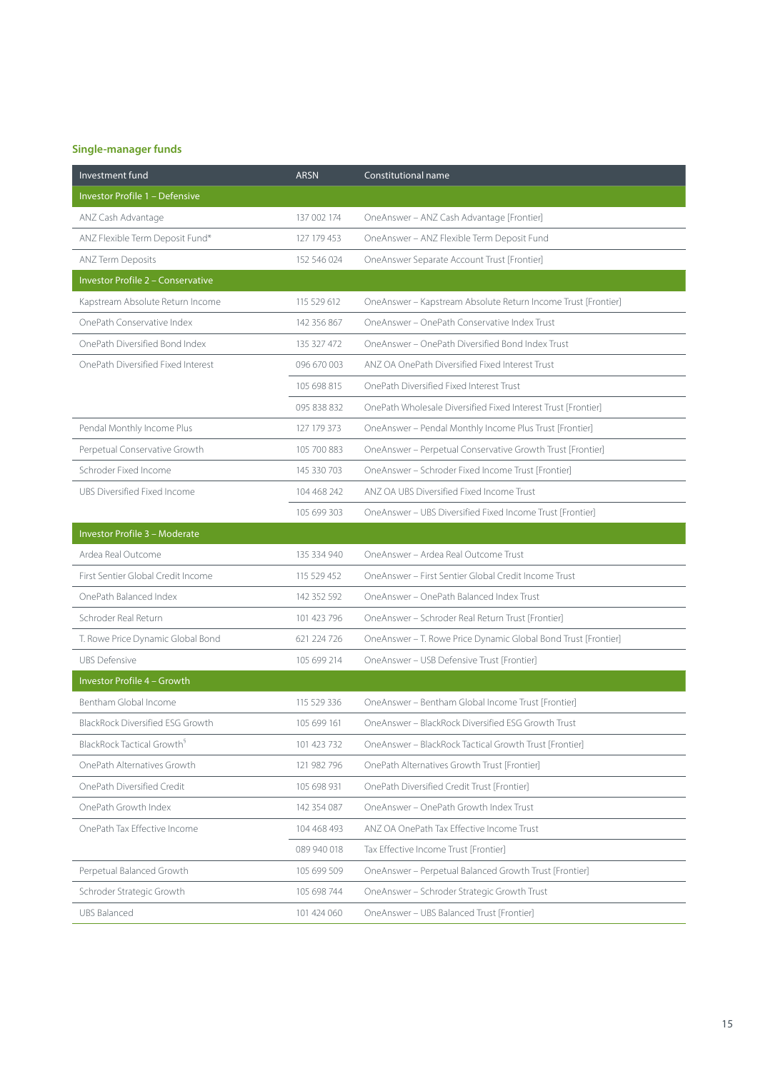## Single-manager funds

| Investment fund | ARSN | Constitutional name |
|---|---|---|
| **Investor Profile 1 – Defensive** | | |
| ANZ Cash Advantage | 137 002 174 | OneAnswer – ANZ Cash Advantage [Frontier] |
| ANZ Flexible Term Deposit Fund* | 127 179 453 | OneAnswer – ANZ Flexible Term Deposit Fund |
| ANZ Term Deposits | 152 546 024 | OneAnswer Separate Account Trust [Frontier] |
| **Investor Profile 2 – Conservative** | | |
| Kapstream Absolute Return Income | 115 529 612 | OneAnswer – Kapstream Absolute Return Income Trust [Frontier] |
| OnePath Conservative Index | 142 356 867 | OneAnswer – OnePath Conservative Index Trust |
| OnePath Diversified Bond Index | 135 327 472 | OneAnswer – OnePath Diversified Bond Index Trust |
| OnePath Diversified Fixed Interest | 096 670 003 | ANZ OA OnePath Diversified Fixed Interest Trust |
| | 105 698 815 | OnePath Diversified Fixed Interest Trust |
| | 095 838 832 | OnePath Wholesale Diversified Fixed Interest Trust [Frontier] |
| Pendal Monthly Income Plus | 127 179 373 | OneAnswer – Pendal Monthly Income Plus Trust [Frontier] |
| Perpetual Conservative Growth | 105 700 883 | OneAnswer – Perpetual Conservative Growth Trust [Frontier] |
| Schroder Fixed Income | 145 330 703 | OneAnswer – Schroder Fixed Income Trust [Frontier] |
| UBS Diversified Fixed Income | 104 468 242 | ANZ OA UBS Diversified Fixed Income Trust |
| | 105 699 303 | OneAnswer – UBS Diversified Fixed Income Trust [Frontier] |
| **Investor Profile 3 – Moderate** | | |
| Ardea Real Outcome | 135 334 940 | OneAnswer – Ardea Real Outcome Trust |
| First Sentier Global Credit Income | 115 529 452 | OneAnswer – First Sentier Global Credit Income Trust |
| OnePath Balanced Index | 142 352 592 | OneAnswer – OnePath Balanced Index Trust |
| Schroder Real Return | 101 423 796 | OneAnswer – Schroder Real Return Trust [Frontier] |
| T. Rowe Price Dynamic Global Bond | 621 224 726 | OneAnswer – T. Rowe Price Dynamic Global Bond Trust [Frontier] |
| UBS Defensive | 105 699 214 | OneAnswer – USB Defensive Trust [Frontier] |
| **Investor Profile 4 – Growth** | | |
| Bentham Global Income | 115 529 336 | OneAnswer – Bentham Global Income Trust [Frontier] |
| BlackRock Diversified ESG Growth | 105 699 161 | OneAnswer – BlackRock Diversified ESG Growth Trust |
| BlackRock Tactical Growth[§] | 101 423 732 | OneAnswer – BlackRock Tactical Growth Trust [Frontier] |
| OnePath Alternatives Growth | 121 982 796 | OnePath Alternatives Growth Trust [Frontier] |
| OnePath Diversified Credit | 105 698 931 | OnePath Diversified Credit Trust [Frontier] |
| OnePath Growth Index | 142 354 087 | OneAnswer – OnePath Growth Index Trust |
| OnePath Tax Effective Income | 104 468 493 | ANZ OA OnePath Tax Effective Income Trust |
| | 089 940 018 | Tax Effective Income Trust [Frontier] |
| Perpetual Balanced Growth | 105 699 509 | OneAnswer – Perpetual Balanced Growth Trust [Frontier] |
| Schroder Strategic Growth | 105 698 744 | OneAnswer – Schroder Strategic Growth Trust |
| UBS Balanced | 101 424 060 | OneAnswer – UBS Balanced Trust [Frontier] |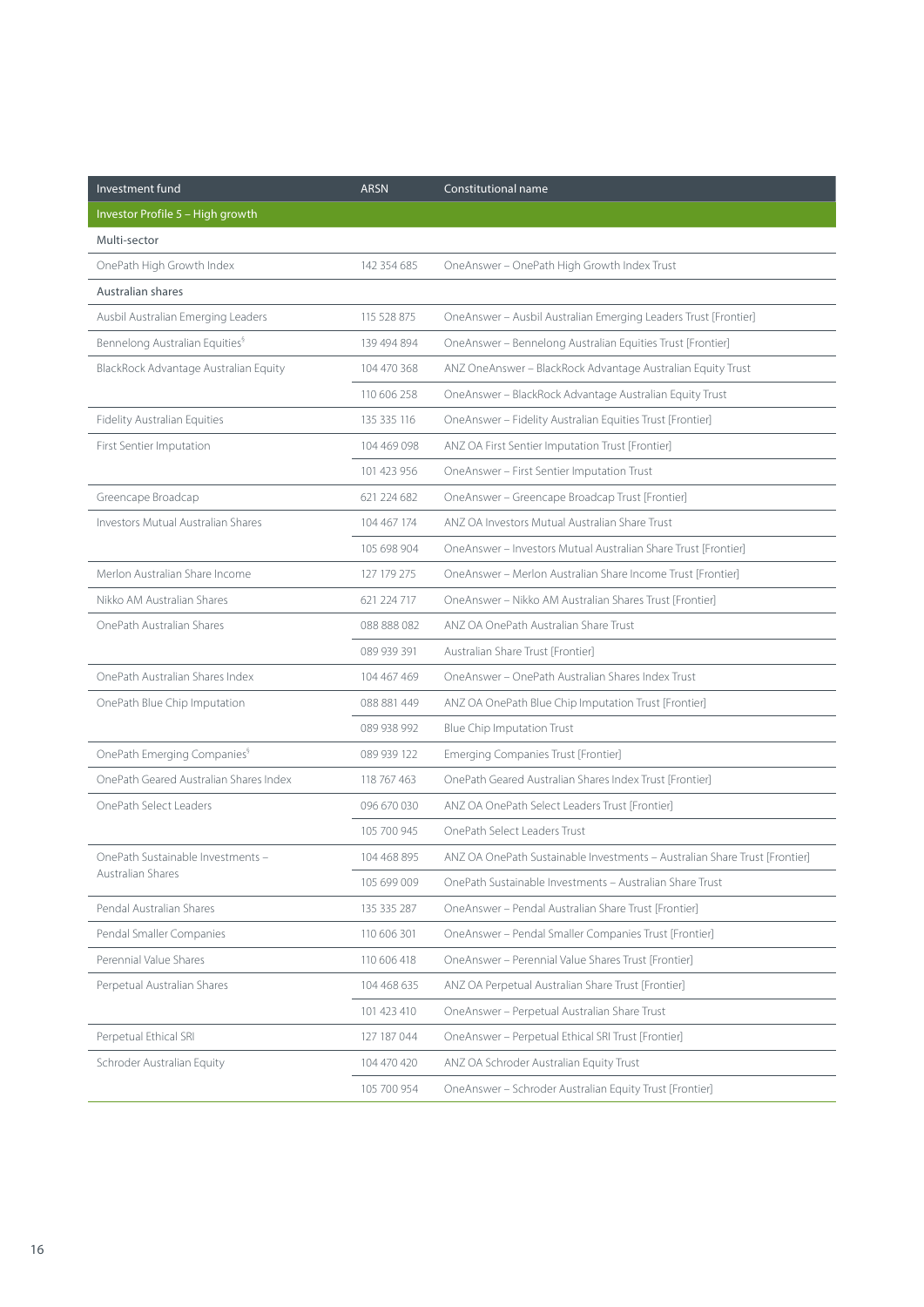| Investment fund | ARSN | Constitutional name |
|---|---|---|
| **Investor Profile 5 – High growth** | | |
| **Multi-sector** | | |
| OnePath High Growth Index | 142 354 685 | OneAnswer – OnePath High Growth Index Trust |
| **Australian shares** | | |
| Ausbil Australian Emerging Leaders | 115 528 875 | OneAnswer – Ausbil Australian Emerging Leaders Trust [Frontier] |
| Bennelong Australian Equities[§] | 139 494 894 | OneAnswer – Bennelong Australian Equities Trust [Frontier] |
| BlackRock Advantage Australian Equity | 104 470 368 | ANZ OneAnswer – BlackRock Advantage Australian Equity Trust |
| | 110 606 258 | OneAnswer – BlackRock Advantage Australian Equity Trust |
| Fidelity Australian Equities | 135 335 116 | OneAnswer – Fidelity Australian Equities Trust [Frontier] |
| First Sentier Imputation | 104 469 098 | ANZ OA First Sentier Imputation Trust [Frontier] |
| | 101 423 956 | OneAnswer – First Sentier Imputation Trust |
| Greencape Broadcap | 621 224 682 | OneAnswer – Greencape Broadcap Trust [Frontier] |
| Investors Mutual Australian Shares | 104 467 174 | ANZ OA Investors Mutual Australian Share Trust |
| | 105 698 904 | OneAnswer – Investors Mutual Australian Share Trust [Frontier] |
| Merlon Australian Share Income | 127 179 275 | OneAnswer – Merlon Australian Share Income Trust [Frontier] |
| Nikko AM Australian Shares | 621 224 717 | OneAnswer – Nikko AM Australian Shares Trust [Frontier] |
| OnePath Australian Shares | 088 888 082 | ANZ OA OnePath Australian Share Trust |
| | 089 939 391 | Australian Share Trust [Frontier] |
| OnePath Australian Shares Index | 104 467 469 | OneAnswer – OnePath Australian Shares Index Trust |
| OnePath Blue Chip Imputation | 088 881 449 | ANZ OA OnePath Blue Chip Imputation Trust [Frontier] |
| | 089 938 992 | Blue Chip Imputation Trust |
| OnePath Emerging Companies[§] | 089 939 122 | Emerging Companies Trust [Frontier] |
| OnePath Geared Australian Shares Index | 118 767 463 | OnePath Geared Australian Shares Index Trust [Frontier] |
| OnePath Select Leaders | 096 670 030 | ANZ OA OnePath Select Leaders Trust [Frontier] |
| | 105 700 945 | OnePath Select Leaders Trust |
| OnePath Sustainable Investments – Australian Shares | 104 468 895 | ANZ OA OnePath Sustainable Investments – Australian Share Trust [Frontier] |
| | 105 699 009 | OnePath Sustainable Investments – Australian Share Trust |
| Pendal Australian Shares | 135 335 287 | OneAnswer – Pendal Australian Share Trust [Frontier] |
| Pendal Smaller Companies | 110 606 301 | OneAnswer – Pendal Smaller Companies Trust [Frontier] |
| Perennial Value Shares | 110 606 418 | OneAnswer – Perennial Value Shares Trust [Frontier] |
| Perpetual Australian Shares | 104 468 635 | ANZ OA Perpetual Australian Share Trust [Frontier] |
| | 101 423 410 | OneAnswer – Perpetual Australian Share Trust |
| Perpetual Ethical SRI | 127 187 044 | OneAnswer – Perpetual Ethical SRI Trust [Frontier] |
| Schroder Australian Equity | 104 470 420 | ANZ OA Schroder Australian Equity Trust |
| | 105 700 954 | OneAnswer – Schroder Australian Equity Trust [Frontier] |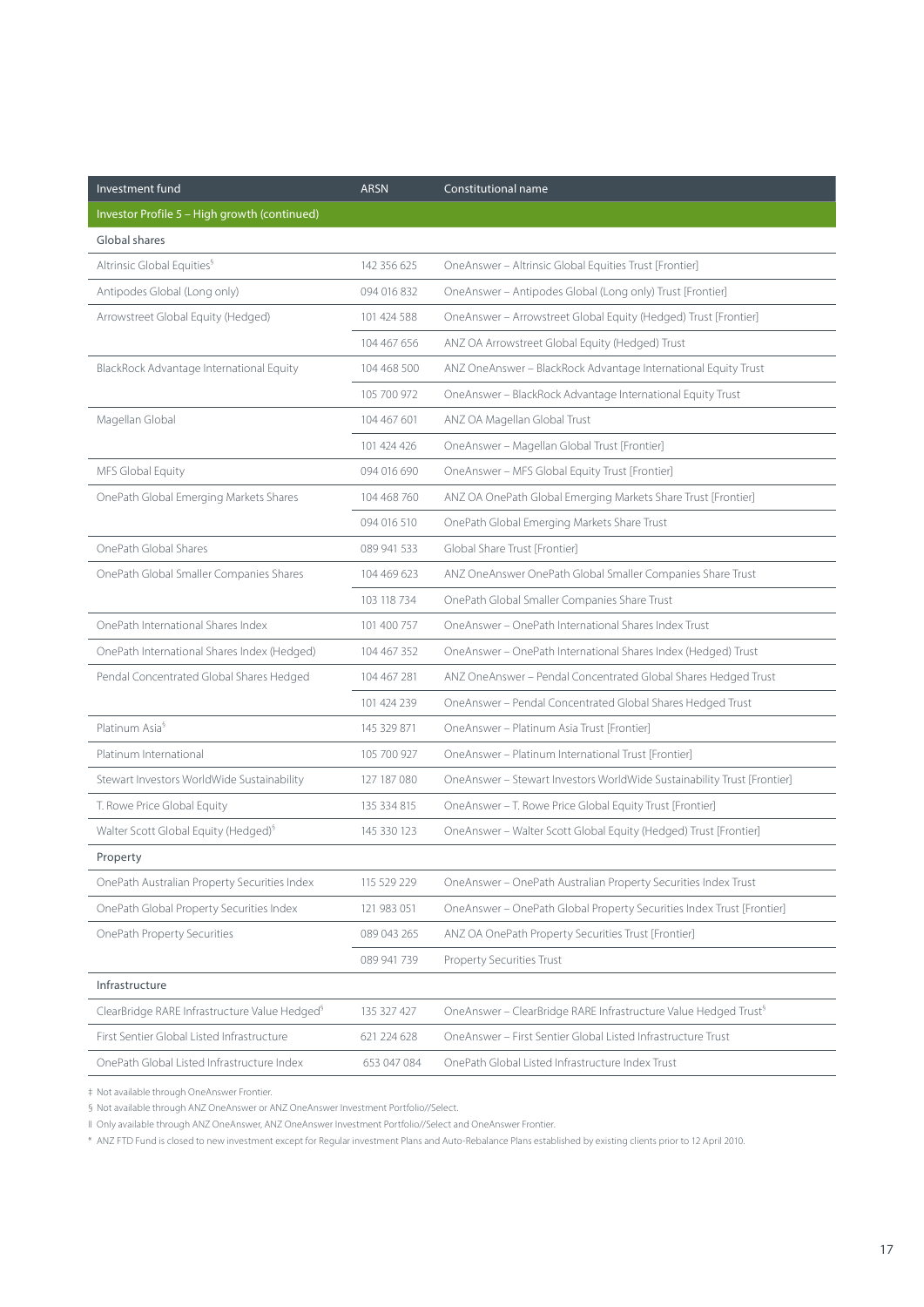| Investment fund | ARSN | Constitutional name |
|---|---|---|
| **Investor Profile 5 – High growth (continued)** | | |
| **Global shares** | | |
| Altrinsic Global Equities§ | 142 356 625 | OneAnswer – Altrinsic Global Equities Trust [Frontier] |
| Antipodes Global (Long only) | 094 016 832 | OneAnswer – Antipodes Global (Long only) Trust [Frontier] |
| Arrowstreet Global Equity (Hedged) | 101 424 588 | OneAnswer – Arrowstreet Global Equity (Hedged) Trust [Frontier] |
| | 104 467 656 | ANZ OA Arrowstreet Global Equity (Hedged) Trust |
| BlackRock Advantage International Equity | 104 468 500 | ANZ OneAnswer – BlackRock Advantage International Equity Trust |
| | 105 700 972 | OneAnswer – BlackRock Advantage International Equity Trust |
| Magellan Global | 104 467 601 | ANZ OA Magellan Global Trust |
| | 101 424 426 | OneAnswer – Magellan Global Trust [Frontier] |
| MFS Global Equity | 094 016 690 | OneAnswer – MFS Global Equity Trust [Frontier] |
| OnePath Global Emerging Markets Shares | 104 468 760 | ANZ OA OnePath Global Emerging Markets Share Trust [Frontier] |
| | 094 016 510 | OnePath Global Emerging Markets Share Trust |
| OnePath Global Shares | 089 941 533 | Global Share Trust [Frontier] |
| OnePath Global Smaller Companies Shares | 104 469 623 | ANZ OneAnswer OnePath Global Smaller Companies Share Trust |
| | 103 118 734 | OnePath Global Smaller Companies Share Trust |
| OnePath International Shares Index | 101 400 757 | OneAnswer – OnePath International Shares Index Trust |
| OnePath International Shares Index (Hedged) | 104 467 352 | OneAnswer – OnePath International Shares Index (Hedged) Trust |
| Pendal Concentrated Global Shares Hedged | 104 467 281 | ANZ OneAnswer – Pendal Concentrated Global Shares Hedged Trust |
| | 101 424 239 | OneAnswer – Pendal Concentrated Global Shares Hedged Trust |
| Platinum Asia§ | 145 329 871 | OneAnswer – Platinum Asia Trust [Frontier] |
| Platinum International | 105 700 927 | OneAnswer – Platinum International Trust [Frontier] |
| Stewart Investors WorldWide Sustainability | 127 187 080 | OneAnswer – Stewart Investors WorldWide Sustainability Trust [Frontier] |
| T. Rowe Price Global Equity | 135 334 815 | OneAnswer – T. Rowe Price Global Equity Trust [Frontier] |
| Walter Scott Global Equity (Hedged)§ | 145 330 123 | OneAnswer – Walter Scott Global Equity (Hedged) Trust [Frontier] |
| **Property** | | |
| OnePath Australian Property Securities Index | 115 529 229 | OneAnswer – OnePath Australian Property Securities Index Trust |
| OnePath Global Property Securities Index | 121 983 051 | OneAnswer – OnePath Global Property Securities Index Trust [Frontier] |
| OnePath Property Securities | 089 043 265 | ANZ OA OnePath Property Securities Trust [Frontier] |
| | 089 941 739 | Property Securities Trust |
| **Infrastructure** | | |
| ClearBridge RARE Infrastructure Value Hedged§ | 135 327 427 | OneAnswer – ClearBridge RARE Infrastructure Value Hedged Trust§ |
| First Sentier Global Listed Infrastructure | 621 224 628 | OneAnswer – First Sentier Global Listed Infrastructure Trust |
| OnePath Global Listed Infrastructure Index | 653 047 084 | OnePath Global Listed Infrastructure Index Trust |

‡ Not available through OneAnswer Frontier.

§ Not available through ANZ OneAnswer or ANZ OneAnswer Investment Portfolio//Select.

‖ Only available through ANZ OneAnswer, ANZ OneAnswer Investment Portfolio//Select and OneAnswer Frontier.

\* ANZ FTD Fund is closed to new investment except for Regular investment Plans and Auto-Rebalance Plans established by existing clients prior to 12 April 2010.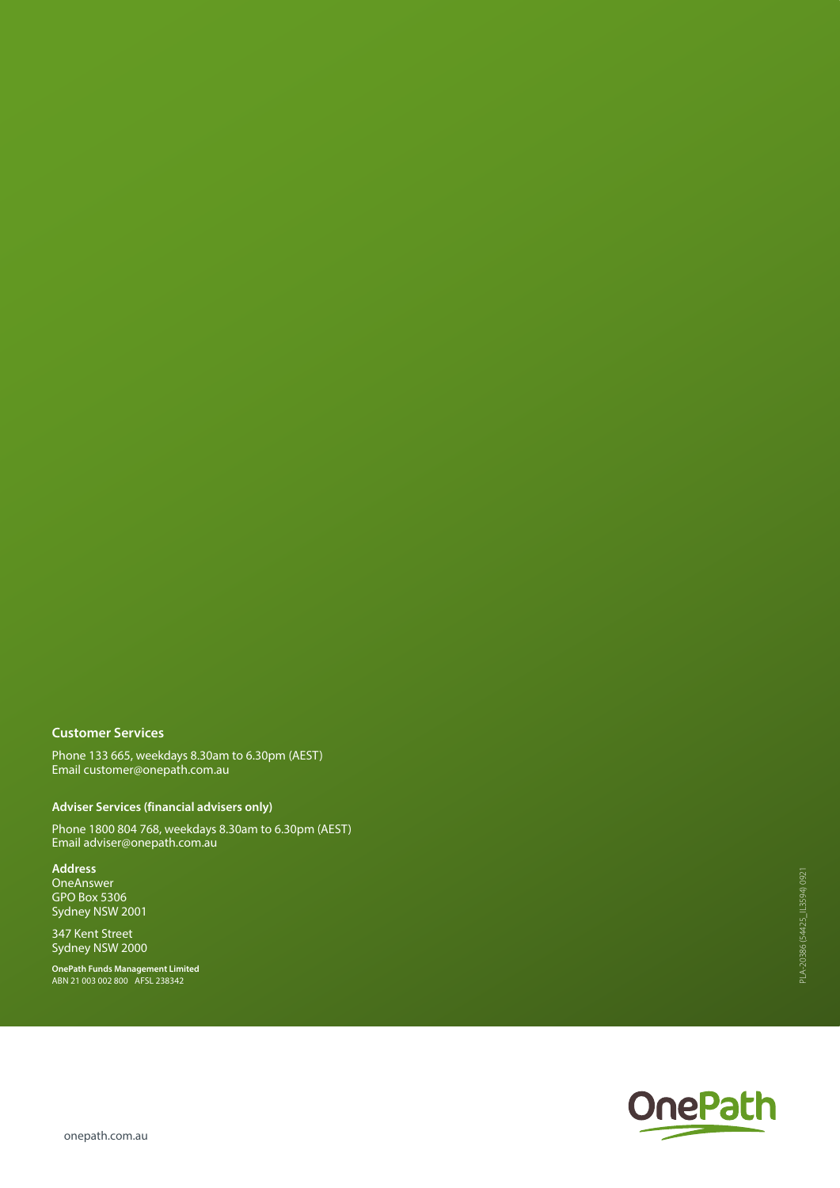**Customer Services**

Phone 133 665, weekdays 8.30am to 6.30pm (AEST)
Email customer@onepath.com.au

**Adviser Services (financial advisers only)**

Phone 1800 804 768, weekdays 8.30am to 6.30pm (AEST)
Email adviser@onepath.com.au

**Address**
OneAnswer
GPO Box 5306
Sydney NSW 2001

347 Kent Street
Sydney NSW 2000

**OnePath Funds Management Limited**
ABN 21 003 002 800 AFSL 238342

PLA-20386 (54425_IL3594) 0921

OnePath

onepath.com.au